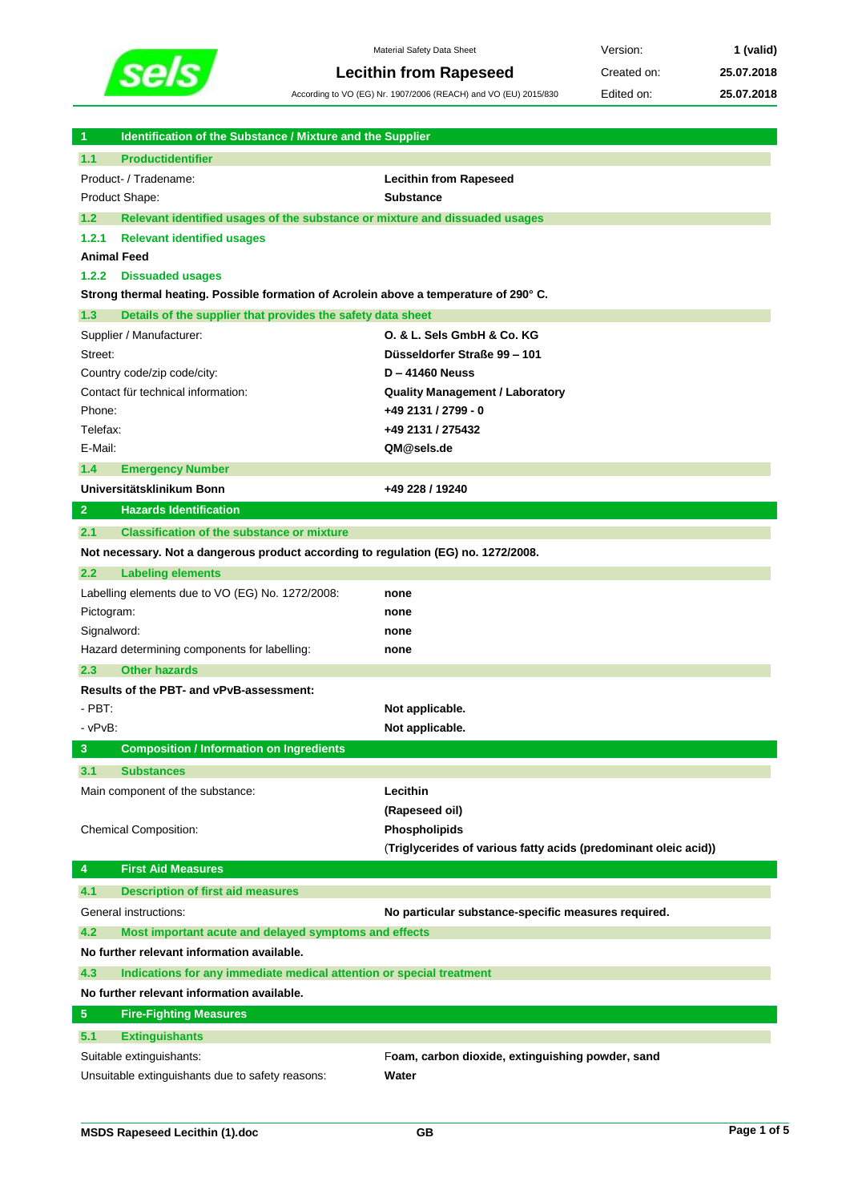Material Safety Data Sheet

**Lecithin from Rapeseed**

According to VO (EG) Nr. 1907/2006 (REACH) and VO (EU) 2015/830

| | |
|---|---|
| Version: | **1 (valid)** |
| Created on: | **25.07.2018** |
| Edited on: | **25.07.2018** |

## 1 Identification of the Substance / Mixture and the Supplier

### 1.1 Productidentifier

| | |
|---|---|
| Product- / Tradename: | **Lecithin from Rapeseed** |
| Product Shape: | **Substance** |

### 1.2 Relevant identified usages of the substance or mixture and dissuaded usages

#### 1.2.1 Relevant identified usages

**Animal Feed**

#### 1.2.2 Dissuaded usages

**Strong thermal heating. Possible formation of Acrolein above a temperature of 290° C.**

### 1.3 Details of the supplier that provides the safety data sheet

| | |
|---|---|
| Supplier / Manufacturer: | **O. & L. Sels GmbH & Co. KG** |
| Street: | **Düsseldorfer Straße 99 – 101** |
| Country code/zip code/city: | **D – 41460 Neuss** |
| Contact für technical information: | **Quality Management / Laboratory** |
| Phone: | **+49 2131 / 2799 - 0** |
| Telefax: | **+49 2131 / 275432** |
| E-Mail: | **QM@sels.de** |

### 1.4 Emergency Number

| | |
|---|---|
| **Universitätsklinikum Bonn** | **+49 228 / 19240** |

## 2 Hazards Identification

### 2.1 Classification of the substance or mixture

**Not necessary. Not a dangerous product according to regulation (EG) no. 1272/2008.**

### 2.2 Labeling elements

| | |
|---|---|
| Labelling elements due to VO (EG) No. 1272/2008: | **none** |
| Pictogram: | **none** |
| Signalword: | **none** |
| Hazard determining components for labelling: | **none** |

### 2.3 Other hazards

**Results of the PBT- and vPvB-assessment:**

| | |
|---|---|
| - PBT: | **Not applicable.** |
| - vPvB: | **Not applicable.** |

## 3 Composition / Information on Ingredients

### 3.1 Substances

| | |
|---|---|
| Main component of the substance: | **Lecithin** |
| | **(Rapeseed oil)** |
| Chemical Composition: | **Phospholipids** |
| | **(Triglycerides of various fatty acids (predominant oleic acid))** |

## 4 First Aid Measures

### 4.1 Description of first aid measures

| | |
|---|---|
| General instructions: | **No particular substance-specific measures required.** |

### 4.2 Most important acute and delayed symptoms and effects

**No further relevant information available.**

### 4.3 Indications for any immediate medical attention or special treatment

**No further relevant information available.**

## 5 Fire-Fighting Measures

### 5.1 Extinguishants

| | |
|---|---|
| Suitable extinguishants: | **Foam, carbon dioxide, extinguishing powder, sand** |
| Unsuitable extinguishants due to safety reasons: | **Water** |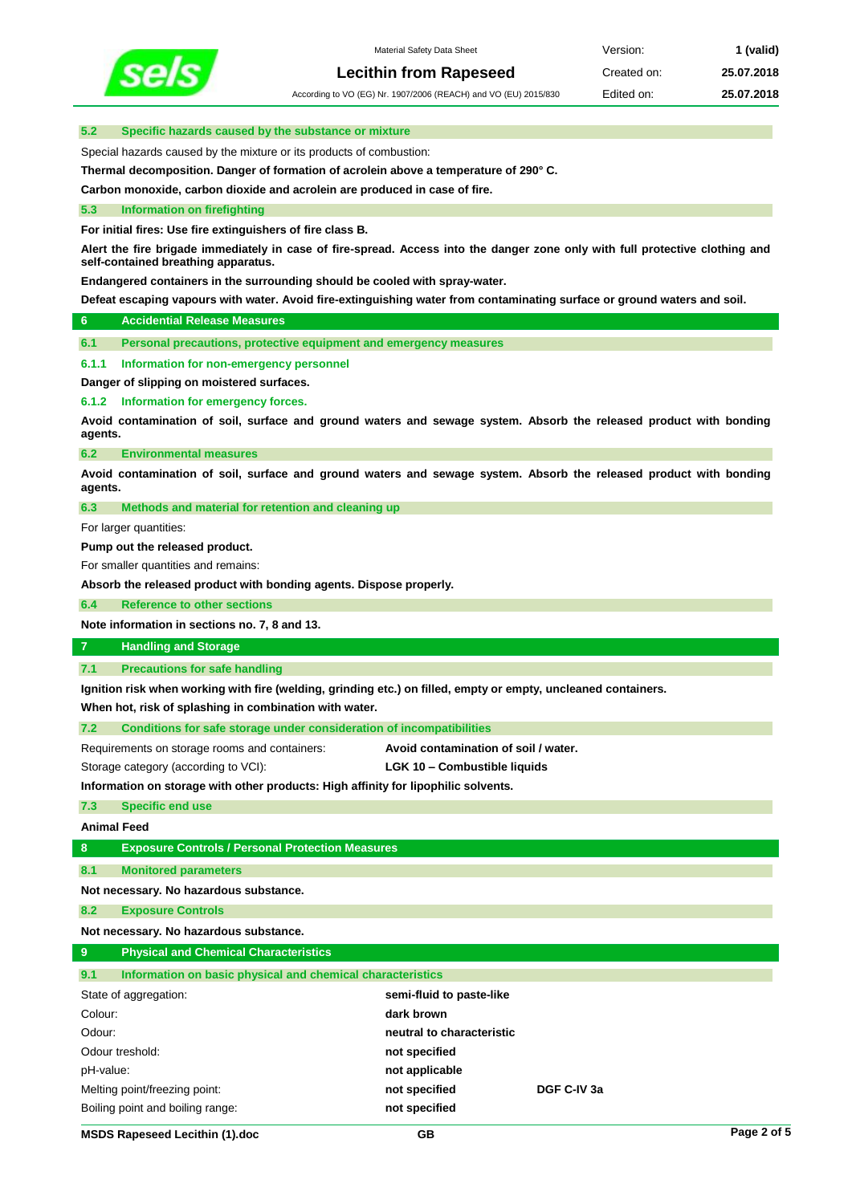### 5.2 Specific hazards caused by the substance or mixture

Special hazards caused by the mixture or its products of combustion:

**Thermal decomposition. Danger of formation of acrolein above a temperature of 290° C.**

**Carbon monoxide, carbon dioxide and acrolein are produced in case of fire.**

### 5.3 Information on firefighting

**For initial fires: Use fire extinguishers of fire class B.**

**Alert the fire brigade immediately in case of fire-spread. Access into the danger zone only with full protective clothing and self-contained breathing apparatus.**

**Endangered containers in the surrounding should be cooled with spray-water.**

**Defeat escaping vapours with water. Avoid fire-extinguishing water from contaminating surface or ground waters and soil.**

## 6 Accidental Release Measures

### 6.1 Personal precautions, protective equipment and emergency measures

#### 6.1.1 Information for non-emergency personnel

**Danger of slipping on moistered surfaces.**

#### 6.1.2 Information for emergency forces.

**Avoid contamination of soil, surface and ground waters and sewage system. Absorb the released product with bonding agents.**

### 6.2 Environmental measures

**Avoid contamination of soil, surface and ground waters and sewage system. Absorb the released product with bonding agents.**

### 6.3 Methods and material for retention and cleaning up

For larger quantities:

**Pump out the released product.**

For smaller quantities and remains:

**Absorb the released product with bonding agents. Dispose properly.**

### 6.4 Reference to other sections

**Note information in sections no. 7, 8 and 13.**

## 7 Handling and Storage

### 7.1 Precautions for safe handling

**Ignition risk when working with fire (welding, grinding etc.) on filled, empty or empty, uncleaned containers.**

**When hot, risk of splashing in combination with water.**

### 7.2 Conditions for safe storage under consideration of incompatibilities

| | |
|---|---|
| Requirements on storage rooms and containers: | **Avoid contamination of soil / water.** |
| Storage category (according to VCI): | **LGK 10 – Combustible liquids** |

**Information on storage with other products: High affinity for lipophilic solvents.**

### 7.3 Specific end use

**Animal Feed**

## 8 Exposure Controls / Personal Protection Measures

### 8.1 Monitored parameters

**Not necessary. No hazardous substance.**

### 8.2 Exposure Controls

**Not necessary. No hazardous substance.**

## 9 Physical and Chemical Characteristics

### 9.1 Information on basic physical and chemical characteristics

| | | |
|---|---|---|
| State of aggregation: | **semi-fluid to paste-like** | |
| Colour: | **dark brown** | |
| Odour: | **neutral to characteristic** | |
| Odour treshold: | **not specified** | |
| pH-value: | **not applicable** | |
| Melting point/freezing point: | **not specified** | **DGF C-IV 3a** |
| Boiling point and boiling range: | **not specified** | |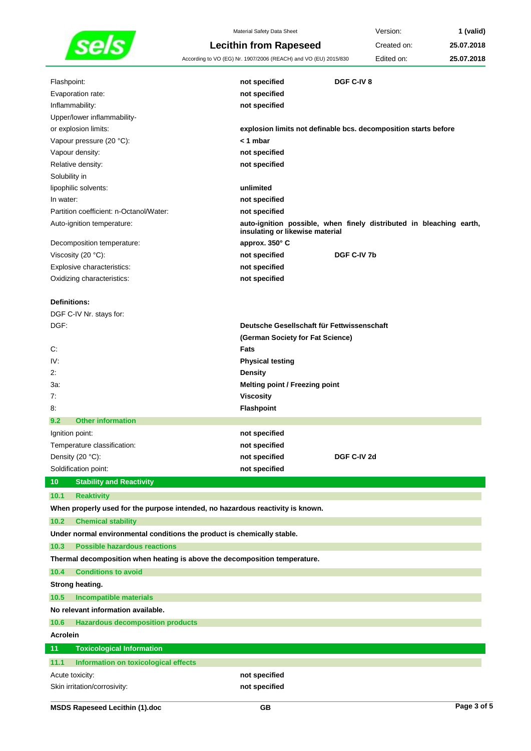| | | |
|---|---|---|
| Flashpoint: | **not specified** | **DGF C-IV 8** |
| Evaporation rate: | **not specified** | |
| Inflammability: | **not specified** | |
| Upper/lower inflammability- or explosion limits: | **explosion limits not definable bcs. decomposition starts before** | |
| Vapour pressure (20 °C): | **< 1 mbar** | |
| Vapour density: | **not specified** | |
| Relative density: | **not specified** | |
| Solubility in lipophilic solvents: | **unlimited** | |
| In water: | **not specified** | |
| Partition coefficient: n-Octanol/Water: | **not specified** | |
| Auto-ignition temperature: | **auto-ignition possible, when finely distributed in bleaching earth, insulating or likewise material** | |
| Decomposition temperature: | **approx. 350° C** | |
| Viscosity (20 °C): | **not specified** | **DGF C-IV 7b** |
| Explosive characteristics: | **not specified** | |
| Oxidizing characteristics: | **not specified** | |

**Definitions:**

DGF C-IV Nr. stays for:

| | |
|---|---|
| DGF: | **Deutsche Gesellschaft für Fettwissenschaft (German Society for Fat Science)** |
| C: | **Fats** |
| IV: | **Physical testing** |
| 2: | **Density** |
| 3a: | **Melting point / Freezing point** |
| 7: | **Viscosity** |
| 8: | **Flashpoint** |

### 9.2 Other information

| | | |
|---|---|---|
| Ignition point: | **not specified** | |
| Temperature classification: | **not specified** | |
| Density (20 °C): | **not specified** | **DGF C-IV 2d** |
| Soldification point: | **not specified** | |

## 10 Stability and Reactivity

### 10.1 Reaktivity

**When properly used for the purpose intended, no hazardous reactivity is known.**

### 10.2 Chemical stability

**Under normal environmental conditions the product is chemically stable.**

### 10.3 Possible hazardous reactions

**Thermal decomposition when heating is above the decomposition temperature.**

### 10.4 Conditions to avoid

**Strong heating.**

### 10.5 Incompatible materials

**No relevant information available.**

### 10.6 Hazardous decomposition products

**Acrolein**

## 11 Toxicological Information

### 11.1 Information on toxicological effects

| | |
|---|---|
| Acute toxicity: | **not specified** |
| Skin irritation/corrosivity: | **not specified** |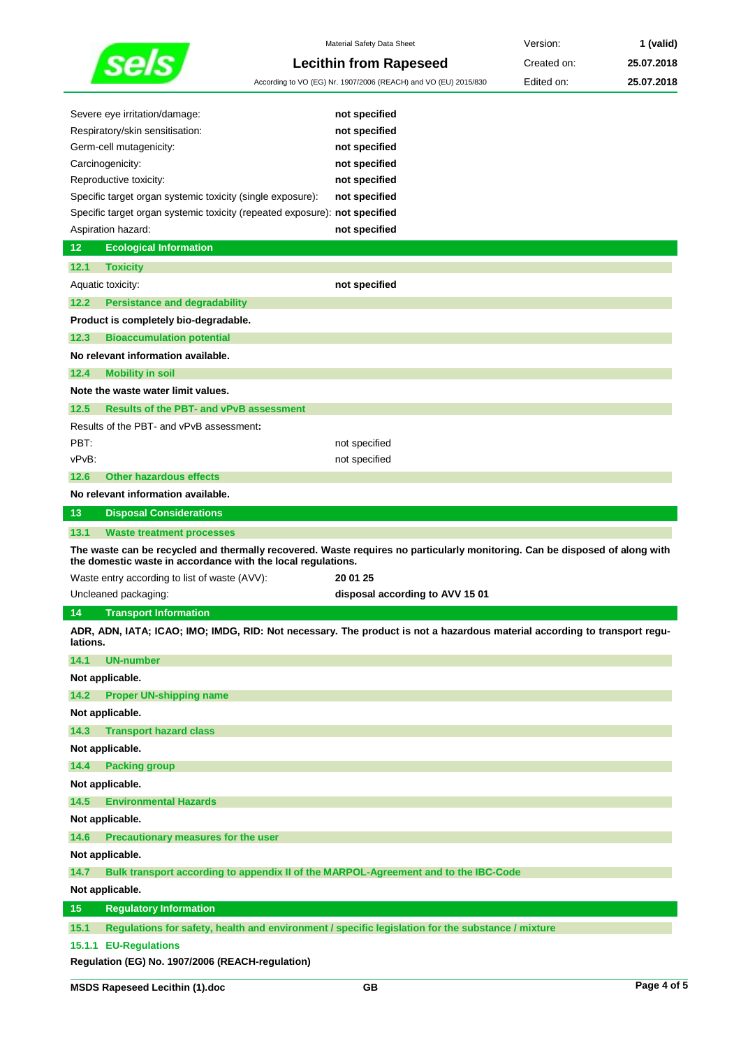| | |
|---|---|
| Severe eye irritation/damage: | **not specified** |
| Respiratory/skin sensitisation: | **not specified** |
| Germ-cell mutagenicity: | **not specified** |
| Carcinogenicity: | **not specified** |
| Reproductive toxicity: | **not specified** |
| Specific target organ systemic toxicity (single exposure): | **not specified** |
| Specific target organ systemic toxicity (repeated exposure): | **not specified** |
| Aspiration hazard: | **not specified** |

## 12 Ecological Information

### 12.1 Toxicity

| | |
|---|---|
| Aquatic toxicity: | **not specified** |

### 12.2 Persistance and degradability

**Product is completely bio-degradable.**

### 12.3 Bioaccumulation potential

**No relevant information available.**

### 12.4 Mobility in soil

**Note the waste water limit values.**

### 12.5 Results of the PBT- and vPvB assessment

Results of the PBT- and vPvB assessment**:**

| | |
|---|---|
| PBT: | not specified |
| vPvB: | not specified |

### 12.6 Other hazardous effects

**No relevant information available.**

## 13 Disposal Considerations

### 13.1 Waste treatment processes

**The waste can be recycled and thermally recovered. Waste requires no particularly monitoring. Can be disposed of along with the domestic waste in accordance with the local regulations.**

| | |
|---|---|
| Waste entry according to list of waste (AVV): | **20 01 25** |
| Uncleaned packaging: | **disposal according to AVV 15 01** |

## 14 Transport Information

**ADR, ADN, IATA; ICAO; IMO; IMDG, RID: Not necessary. The product is not a hazardous material according to transport regulations.**

### 14.1 UN-number

**Not applicable.**

### 14.2 Proper UN-shipping name

**Not applicable.**

### 14.3 Transport hazard class

**Not applicable.**

### 14.4 Packing group

**Not applicable.**

### 14.5 Environmental Hazards

**Not applicable.**

### 14.6 Precautionary measures for the user

**Not applicable.**

### 14.7 Bulk transport according to appendix II of the MARPOL-Agreement and to the IBC-Code

**Not applicable.**

## 15 Regulatory Information

### 15.1 Regulations for safety, health and environment / specific legislation for the substance / mixture

#### 15.1.1 EU-Regulations

**Regulation (EG) No. 1907/2006 (REACH-regulation)**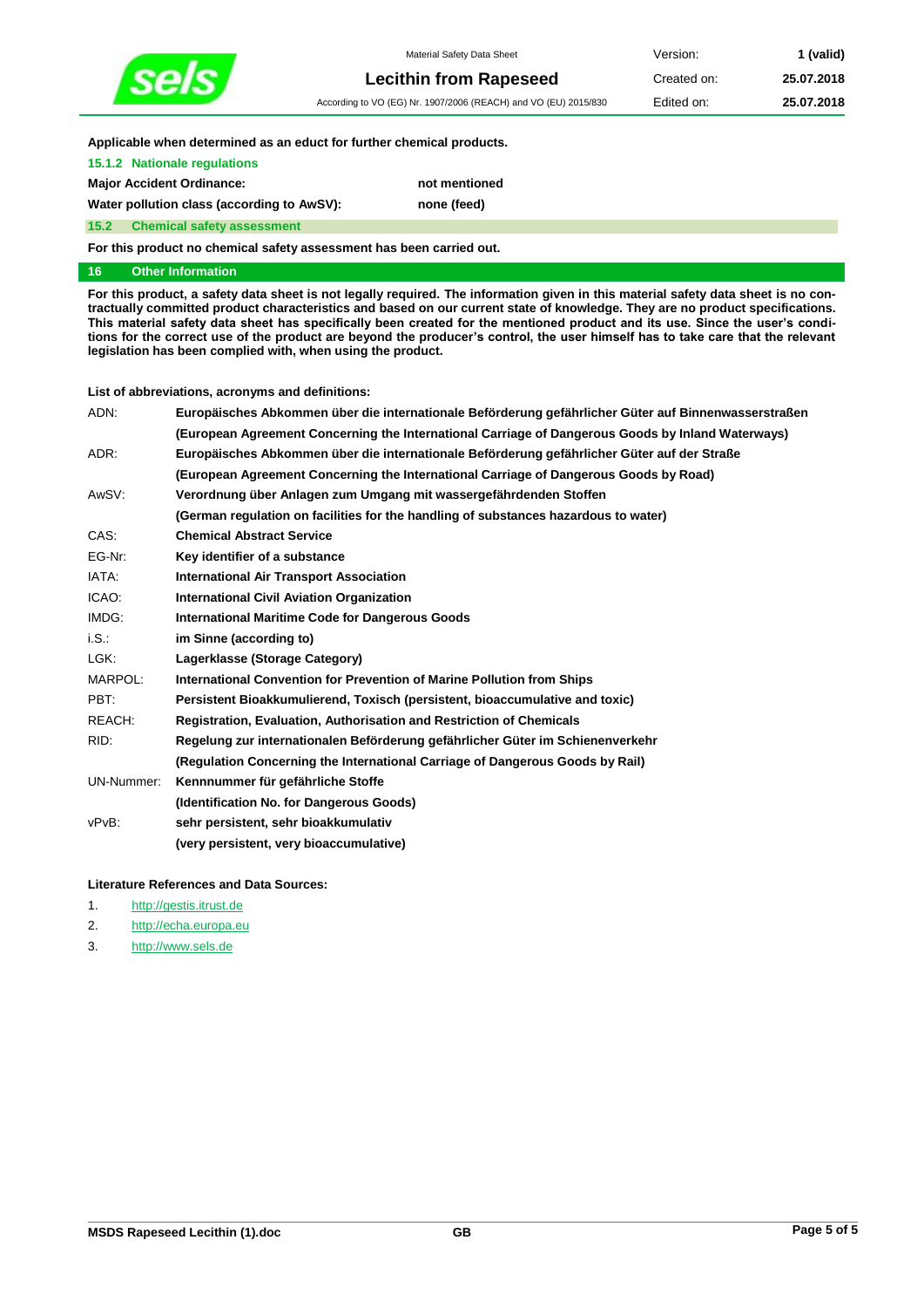**Applicable when determined as an educt for further chemical products.**

### 15.1.2 Nationale regulations

| | |
|---|---|
| **Major Accident Ordinance:** | **not mentioned** |
| **Water pollution class (according to AwSV):** | **none (feed)** |

### 15.2 Chemical safety assessment

**For this product no chemical safety assessment has been carried out.**

## 16 Other Information

**For this product, a safety data sheet is not legally required. The information given in this material safety data sheet is no contractually committed product characteristics and based on our current state of knowledge. They are no product specifications. This material safety data sheet has specifically been created for the mentioned product and its use. Since the user's conditions for the correct use of the product are beyond the producer's control, the user himself has to take care that the relevant legislation has been complied with, when using the product.**

**List of abbreviations, acronyms and definitions:**

| | |
|---|---|
| ADN: | **Europäisches Abkommen über die internationale Beförderung gefährlicher Güter auf Binnenwasserstraßen (European Agreement Concerning the International Carriage of Dangerous Goods by Inland Waterways)** |
| ADR: | **Europäisches Abkommen über die internationale Beförderung gefährlicher Güter auf der Straße (European Agreement Concerning the International Carriage of Dangerous Goods by Road)** |
| AwSV: | **Verordnung über Anlagen zum Umgang mit wassergefährdenden Stoffen (German regulation on facilities for the handling of substances hazardous to water)** |
| CAS: | **Chemical Abstract Service** |
| EG-Nr: | **Key identifier of a substance** |
| IATA: | **International Air Transport Association** |
| ICAO: | **International Civil Aviation Organization** |
| IMDG: | **International Maritime Code for Dangerous Goods** |
| i.S.: | **im Sinne (according to)** |
| LGK: | **Lagerklasse (Storage Category)** |
| MARPOL: | **International Convention for Prevention of Marine Pollution from Ships** |
| PBT: | **Persistent Bioakkumulierend, Toxisch (persistent, bioaccumulative and toxic)** |
| REACH: | **Registration, Evaluation, Authorisation and Restriction of Chemicals** |
| RID: | **Regelung zur internationalen Beförderung gefährlicher Güter im Schienenverkehr (Regulation Concerning the International Carriage of Dangerous Goods by Rail)** |
| UN-Nummer: | **Kennnummer für gefährliche Stoffe (Identification No. for Dangerous Goods)** |
| vPvB: | **sehr persistent, sehr bioakkumulativ (very persistent, very bioaccumulative)** |

**Literature References and Data Sources:**

1. http://gestis.itrust.de
2. http://echa.europa.eu
3. http://www.sels.de